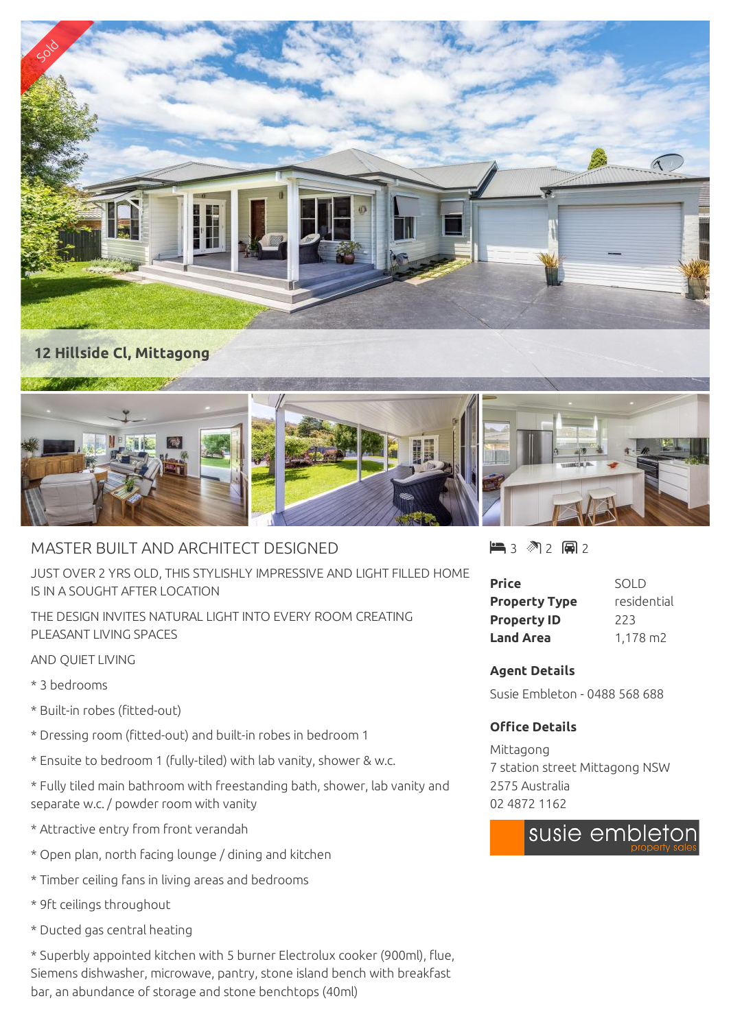Sold

12 Hillside Cl, Mittagong

## MASTER BUILT AND ARCHITECT DESIGNED

JUST OVER 2 YRS OLD, THIS STYLISHLY IMPRESSIVE AND LIGHT FILLED HOME IS IN A SOUGHT AFTER LOCATION

THE DESIGN INVITES NATURAL LIGHT INTO EVERY ROOM CREATING PLEASANT LIVING SPACES

AND QUIET LIVING

* 3 bedrooms

* Built-in robes (fitted-out)

* Dressing room (fitted-out) and built-in robes in bedroom 1

* Ensuite to bedroom 1 (fully-tiled) with lab vanity, shower & w.c.

* Fully tiled main bathroom with freestanding bath, shower, lab vanity and separate w.c. / powder room with vanity

* Attractive entry from front verandah

* Open plan, north facing lounge / dining and kitchen

* Timber ceiling fans in living areas and bedrooms

* 9ft ceilings throughout

* Ducted gas central heating

* Superbly appointed kitchen with 5 burner Electrolux cooker (900ml), flue, Siemens dishwasher, microwave, pantry, stone island bench with breakfast bar, an abundance of storage and stone benchtops (40ml)

3 2 2

| | |
|---|---|
| **Price** | SOLD |
| **Property Type** | residential |
| **Property ID** | 223 |
| **Land Area** | 1,178 m2 |

### Agent Details

Susie Embleton - 0488 568 688

### Office Details

Mittagong
7 station street Mittagong NSW 2575 Australia
02 4872 1162

susie embleton property sales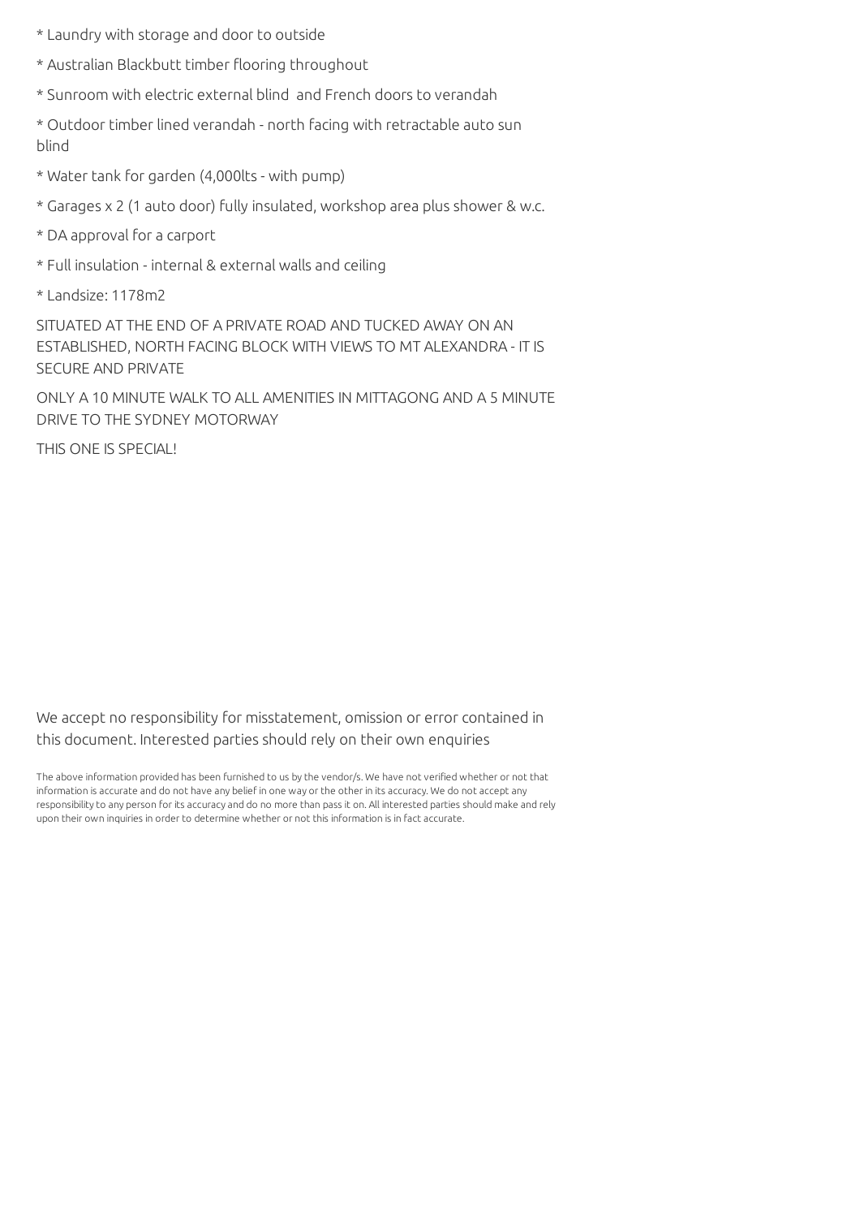* Laundry with storage and door to outside

* Australian Blackbutt timber flooring throughout

* Sunroom with electric external blind  and French doors to verandah

* Outdoor timber lined verandah - north facing with retractable auto sun blind

* Water tank for garden (4,000lts - with pump)

* Garages x 2 (1 auto door) fully insulated, workshop area plus shower & w.c.

* DA approval for a carport

* Full insulation - internal & external walls and ceiling

* Landsize: 1178m2

SITUATED AT THE END OF A PRIVATE ROAD AND TUCKED AWAY ON AN ESTABLISHED, NORTH FACING BLOCK WITH VIEWS TO MT ALEXANDRA - IT IS SECURE AND PRIVATE

ONLY A 10 MINUTE WALK TO ALL AMENITIES IN MITTAGONG AND A 5 MINUTE DRIVE TO THE SYDNEY MOTORWAY

THIS ONE IS SPECIAL!

We accept no responsibility for misstatement, omission or error contained in this document. Interested parties should rely on their own enquiries

The above information provided has been furnished to us by the vendor/s. We have not verified whether or not that information is accurate and do not have any belief in one way or the other in its accuracy. We do not accept any responsibility to any person for its accuracy and do no more than pass it on. All interested parties should make and rely upon their own inquiries in order to determine whether or not this information is in fact accurate.